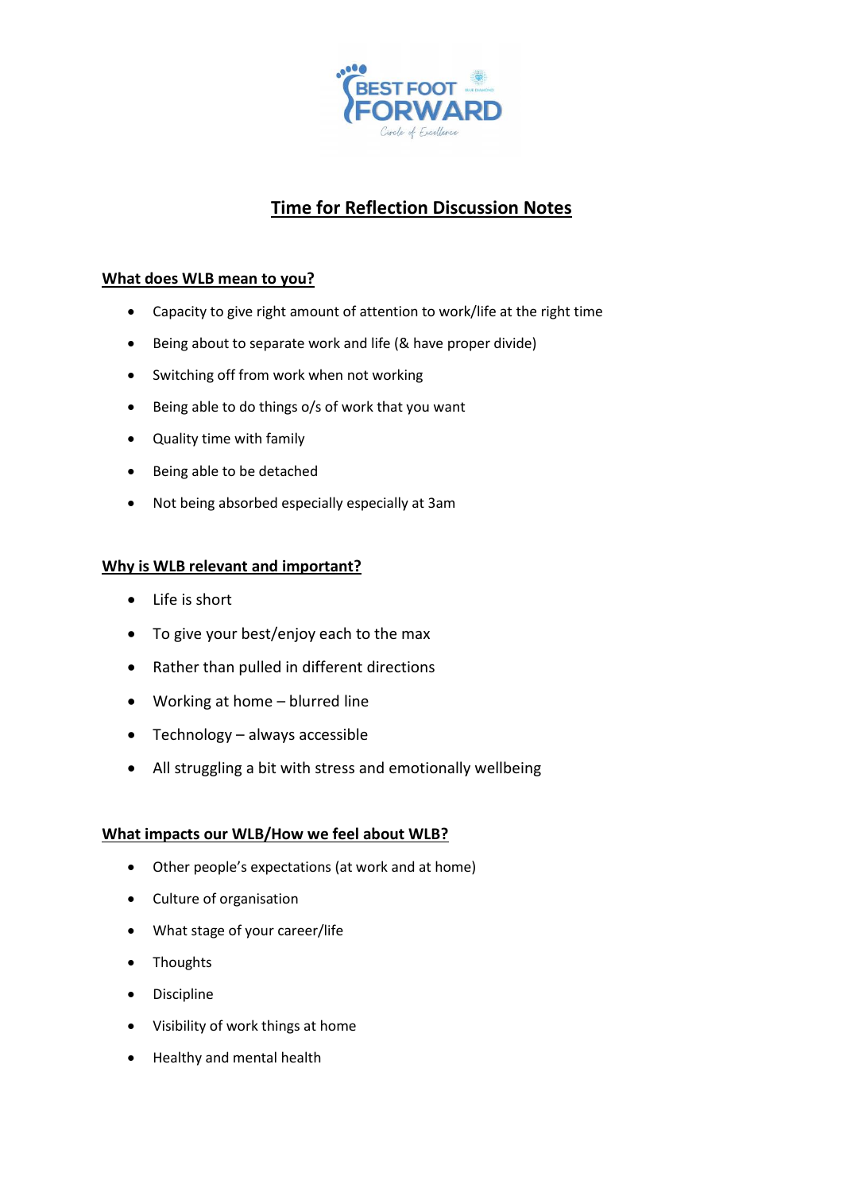BEST FOOT FORWARD

Circle of Excellence

# Time for Reflection Discussion Notes

## What does WLB mean to you?

- Capacity to give right amount of attention to work/life at the right time
- Being about to separate work and life (& have proper divide)
- Switching off from work when not working
- Being able to do things o/s of work that you want
- Quality time with family
- Being able to be detached
- Not being absorbed especially especially at 3am

## Why is WLB relevant and important?

- Life is short
- To give your best/enjoy each to the max
- Rather than pulled in different directions
- Working at home – blurred line
- Technology – always accessible
- All struggling a bit with stress and emotionally wellbeing

## What impacts our WLB/How we feel about WLB?

- Other people's expectations (at work and at home)
- Culture of organisation
- What stage of your career/life
- Thoughts
- Discipline
- Visibility of work things at home
- Healthy and mental health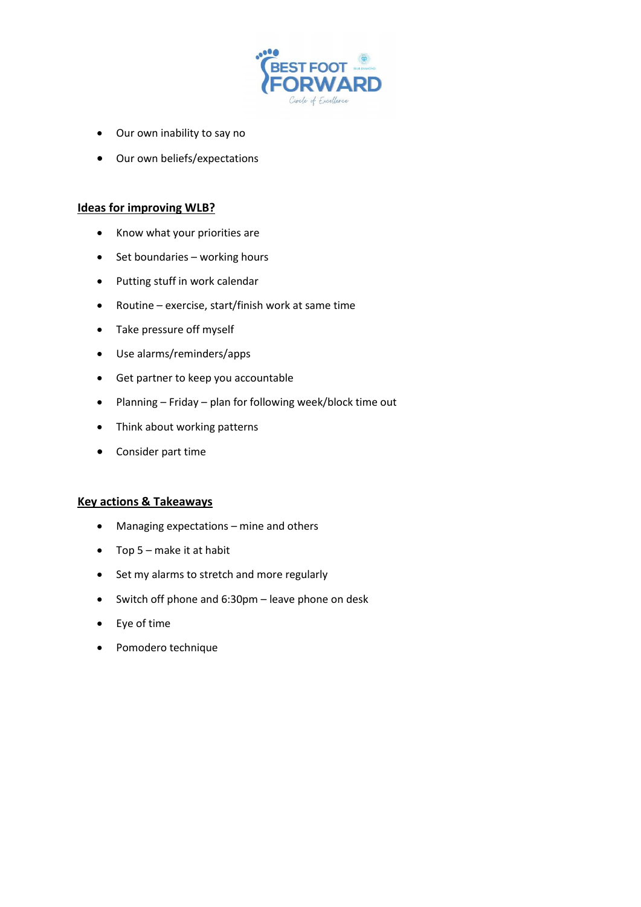- Our own inability to say no
- Our own beliefs/expectations

**Ideas for improving WLB?**

- Know what your priorities are
- Set boundaries – working hours
- Putting stuff in work calendar
- Routine – exercise, start/finish work at same time
- Take pressure off myself
- Use alarms/reminders/apps
- Get partner to keep you accountable
- Planning – Friday – plan for following week/block time out
- Think about working patterns
- Consider part time

**Key actions & Takeaways**

- Managing expectations – mine and others
- Top 5 – make it at habit
- Set my alarms to stretch and more regularly
- Switch off phone and 6:30pm – leave phone on desk
- Eye of time
- Pomodero technique